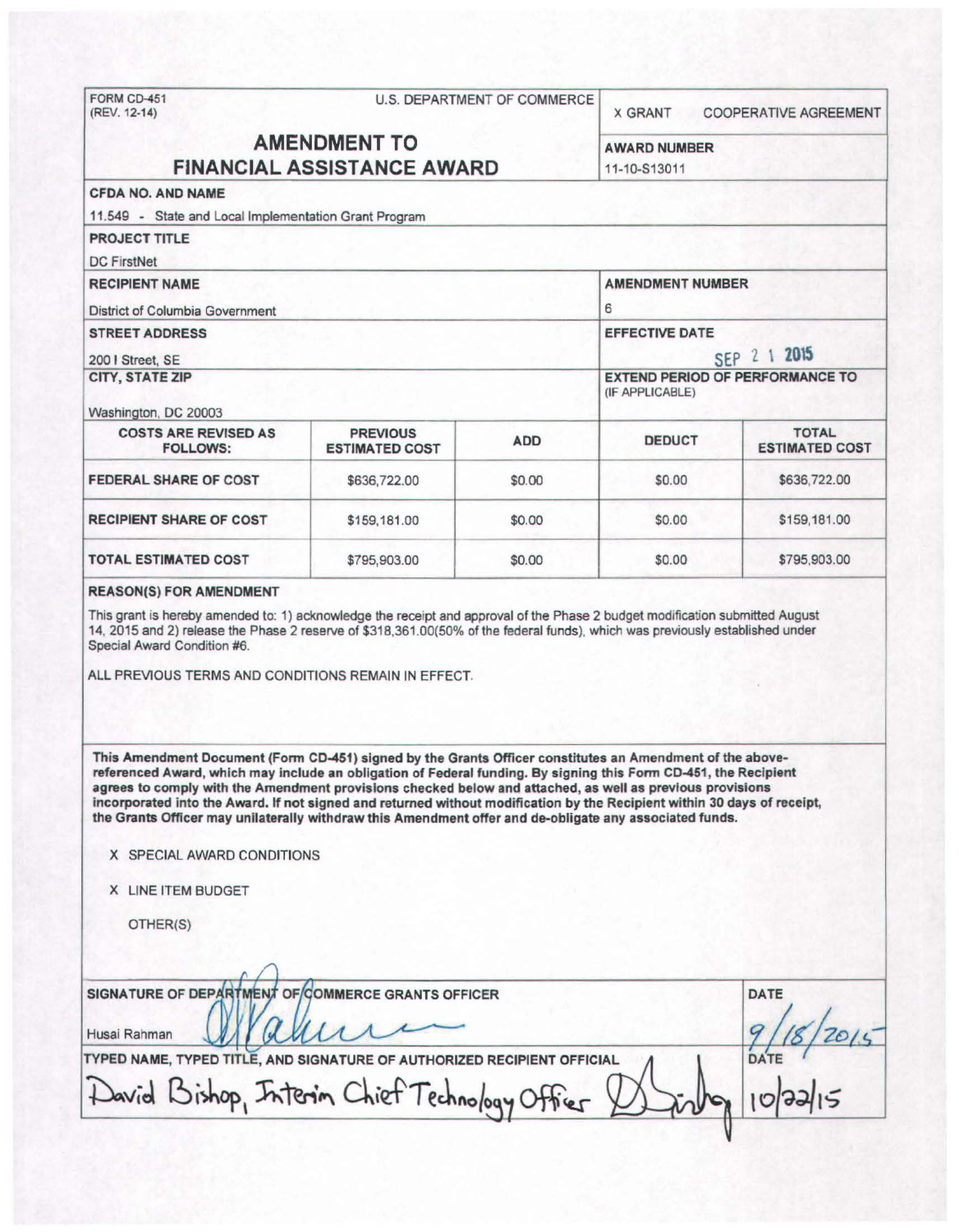FORM CD-451
(REV. 12-14)

U.S. DEPARTMENT OF COMMERCE

X GRANT    COOPERATIVE AGREEMENT

# AMENDMENT TO FINANCIAL ASSISTANCE AWARD

**AWARD NUMBER**
11-10-S13011

**CFDA NO. AND NAME**
11.549 - State and Local Implementation Grant Program

**PROJECT TITLE**
DC FirstNet

**RECIPIENT NAME**
District of Columbia Government

**AMENDMENT NUMBER**
6

**STREET ADDRESS**
200 I Street, SE

**EFFECTIVE DATE**
SEP 2 1 2015

**CITY, STATE ZIP**
Washington, DC 20003

**EXTEND PERIOD OF PERFORMANCE TO** (IF APPLICABLE)

| COSTS ARE REVISED AS FOLLOWS: | PREVIOUS ESTIMATED COST | ADD | DEDUCT | TOTAL ESTIMATED COST |
|---|---|---|---|---|
| FEDERAL SHARE OF COST | $636,722.00 | $0.00 | $0.00 | $636,722.00 |
| RECIPIENT SHARE OF COST | $159,181.00 | $0.00 | $0.00 | $159,181.00 |
| TOTAL ESTIMATED COST | $795,903.00 | $0.00 | $0.00 | $795,903.00 |

**REASON(S) FOR AMENDMENT**

This grant is hereby amended to: 1) acknowledge the receipt and approval of the Phase 2 budget modification submitted August 14, 2015 and 2) release the Phase 2 reserve of $318,361.00(50% of the federal funds), which was previously established under Special Award Condition #6.

ALL PREVIOUS TERMS AND CONDITIONS REMAIN IN EFFECT.

**This Amendment Document (Form CD-451) signed by the Grants Officer constitutes an Amendment of the above-referenced Award, which may include an obligation of Federal funding. By signing this Form CD-451, the Recipient agrees to comply with the Amendment provisions checked below and attached, as well as previous provisions incorporated into the Award. If not signed and returned without modification by the Recipient within 30 days of receipt, the Grants Officer may unilaterally withdraw this Amendment offer and de-obligate any associated funds.**

X SPECIAL AWARD CONDITIONS

X LINE ITEM BUDGET

OTHER(S)

**SIGNATURE OF DEPARTMENT OF COMMERCE GRANTS OFFICER**
Husai Rahman

**DATE**
9/18/2015

**TYPED NAME, TYPED TITLE, AND SIGNATURE OF AUTHORIZED RECIPIENT OFFICIAL**
David Bishop, Interim Chief Technology Officer

**DATE**
10/22/15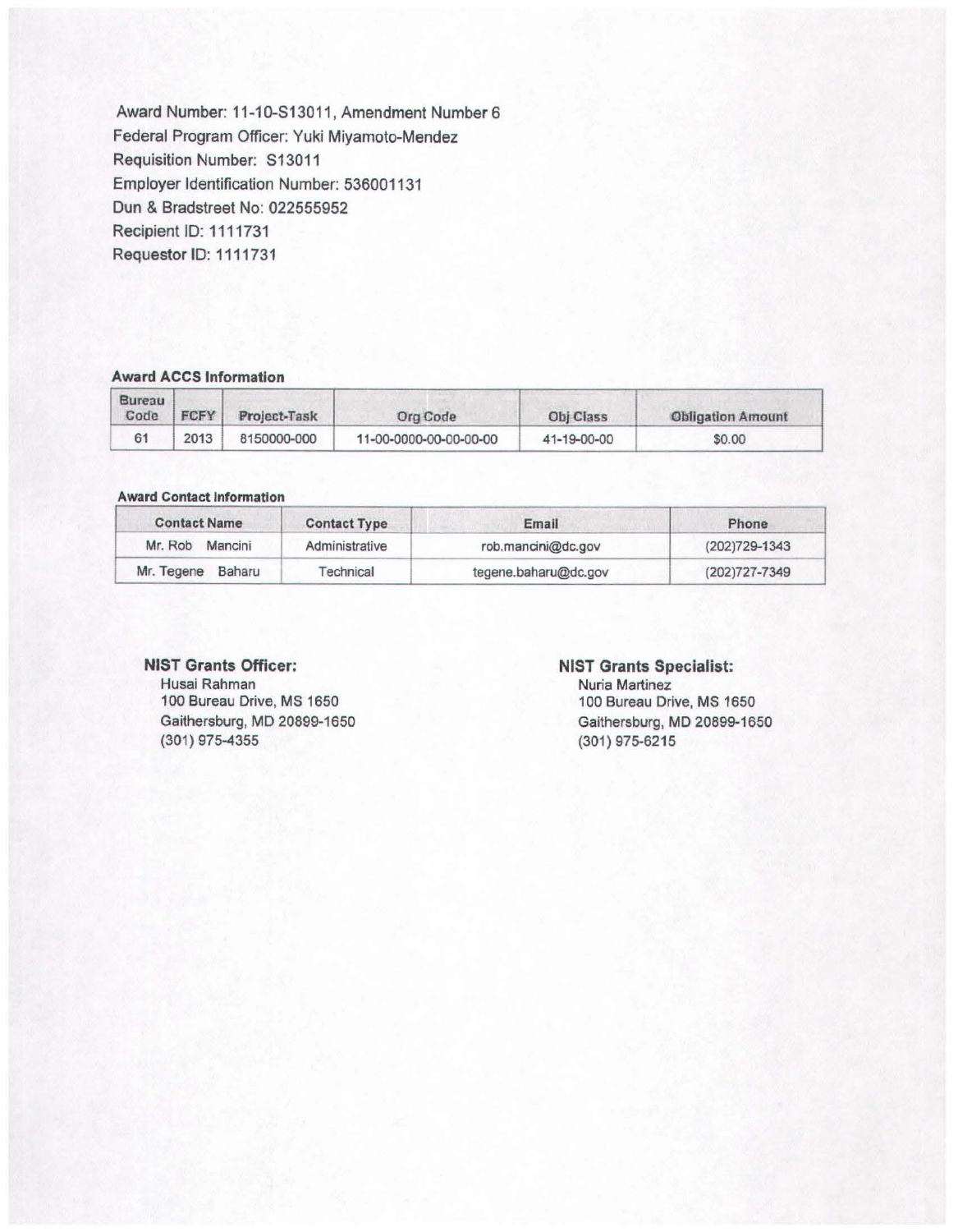Award Number: 11-10-S13011, Amendment Number 6
Federal Program Officer: Yuki Miyamoto-Mendez
Requisition Number: S13011
Employer Identification Number: 536001131
Dun & Bradstreet No: 022555952
Recipient ID: 1111731
Requestor ID: 1111731

**Award ACCS Information**

| Bureau Code | FCFY | Project-Task | Org Code | Obj Class | Obligation Amount |
|---|---|---|---|---|---|
| 61 | 2013 | 8150000-000 | 11-00-0000-00-00-00-00 | 41-19-00-00 | $0.00 |

**Award Contact Information**

| Contact Name | Contact Type | Email | Phone |
|---|---|---|---|
| Mr. Rob Mancini | Administrative | rob.mancini@dc.gov | (202)729-1343 |
| Mr. Tegene Baharu | Technical | tegene.baharu@dc.gov | (202)727-7349 |

**NIST Grants Officer:**
Husai Rahman
100 Bureau Drive, MS 1650
Gaithersburg, MD 20899-1650
(301) 975-4355

**NIST Grants Specialist:**
Nuria Martinez
100 Bureau Drive, MS 1650
Gaithersburg, MD 20899-1650
(301) 975-6215